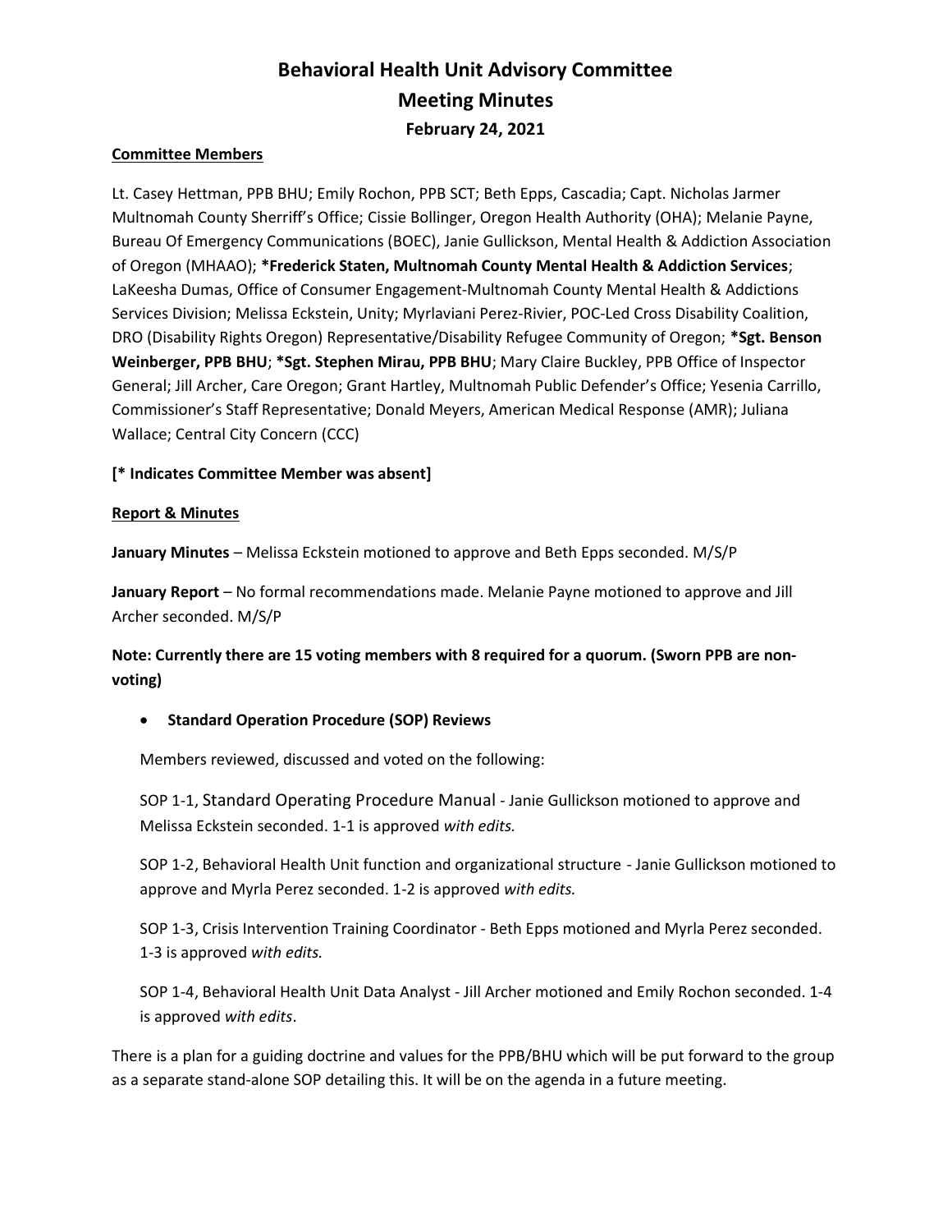# Behavioral Health Unit Advisory Committee
# Meeting Minutes
### February 24, 2021

**Committee Members**

Lt. Casey Hettman, PPB BHU; Emily Rochon, PPB SCT; Beth Epps, Cascadia; Capt. Nicholas Jarmer Multnomah County Sherriff's Office; Cissie Bollinger, Oregon Health Authority (OHA); Melanie Payne, Bureau Of Emergency Communications (BOEC), Janie Gullickson, Mental Health & Addiction Association of Oregon (MHAAO); ***Frederick Staten, Multnomah County Mental Health & Addiction Services**; LaKeesha Dumas, Office of Consumer Engagement-Multnomah County Mental Health & Addictions Services Division; Melissa Eckstein, Unity; Myrlaviani Perez-Rivier, POC-Led Cross Disability Coalition, DRO (Disability Rights Oregon) Representative/Disability Refugee Community of Oregon; ***Sgt. Benson Weinberger, PPB BHU**; ***Sgt. Stephen Mirau, PPB BHU**; Mary Claire Buckley, PPB Office of Inspector General; Jill Archer, Care Oregon; Grant Hartley, Multnomah Public Defender's Office; Yesenia Carrillo, Commissioner's Staff Representative; Donald Meyers, American Medical Response (AMR); Juliana Wallace; Central City Concern (CCC)

**[* Indicates Committee Member was absent]**

**Report & Minutes**

**January Minutes** – Melissa Eckstein motioned to approve and Beth Epps seconded. M/S/P

**January Report** – No formal recommendations made. Melanie Payne motioned to approve and Jill Archer seconded. M/S/P

**Note: Currently there are 15 voting members with 8 required for a quorum. (Sworn PPB are non-voting)**

- **Standard Operation Procedure (SOP) Reviews**

  Members reviewed, discussed and voted on the following:

  SOP 1-1, Standard Operating Procedure Manual - Janie Gullickson motioned to approve and Melissa Eckstein seconded. 1-1 is approved *with edits.*

  SOP 1-2, Behavioral Health Unit function and organizational structure - Janie Gullickson motioned to approve and Myrla Perez seconded. 1-2 is approved *with edits.*

  SOP 1-3, Crisis Intervention Training Coordinator - Beth Epps motioned and Myrla Perez seconded. 1-3 is approved *with edits.*

  SOP 1-4, Behavioral Health Unit Data Analyst - Jill Archer motioned and Emily Rochon seconded. 1-4 is approved *with edits*.

There is a plan for a guiding doctrine and values for the PPB/BHU which will be put forward to the group as a separate stand-alone SOP detailing this. It will be on the agenda in a future meeting.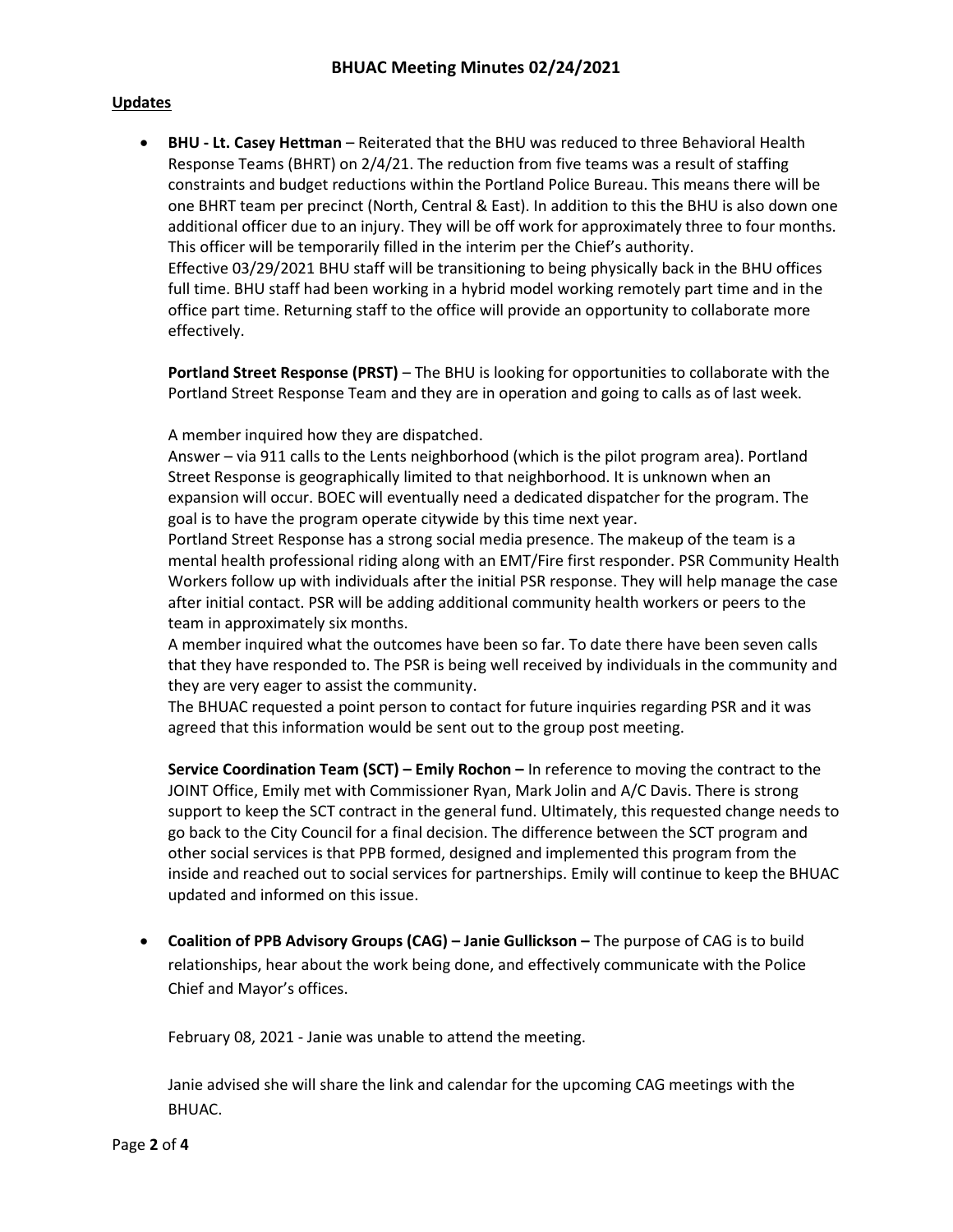**Updates**

- **BHU - Lt. Casey Hettman** – Reiterated that the BHU was reduced to three Behavioral Health Response Teams (BHRT) on 2/4/21. The reduction from five teams was a result of staffing constraints and budget reductions within the Portland Police Bureau. This means there will be one BHRT team per precinct (North, Central & East). In addition to this the BHU is also down one additional officer due to an injury. They will be off work for approximately three to four months. This officer will be temporarily filled in the interim per the Chief's authority.
  Effective 03/29/2021 BHU staff will be transitioning to being physically back in the BHU offices full time. BHU staff had been working in a hybrid model working remotely part time and in the office part time. Returning staff to the office will provide an opportunity to collaborate more effectively.

  **Portland Street Response (PRST)** – The BHU is looking for opportunities to collaborate with the Portland Street Response Team and they are in operation and going to calls as of last week.

  A member inquired how they are dispatched.
  Answer – via 911 calls to the Lents neighborhood (which is the pilot program area). Portland Street Response is geographically limited to that neighborhood. It is unknown when an expansion will occur. BOEC will eventually need a dedicated dispatcher for the program. The goal is to have the program operate citywide by this time next year.
  Portland Street Response has a strong social media presence. The makeup of the team is a mental health professional riding along with an EMT/Fire first responder. PSR Community Health Workers follow up with individuals after the initial PSR response. They will help manage the case after initial contact. PSR will be adding additional community health workers or peers to the team in approximately six months.
  A member inquired what the outcomes have been so far. To date there have been seven calls that they have responded to. The PSR is being well received by individuals in the community and they are very eager to assist the community.
  The BHUAC requested a point person to contact for future inquiries regarding PSR and it was agreed that this information would be sent out to the group post meeting.

  **Service Coordination Team (SCT) – Emily Rochon –** In reference to moving the contract to the JOINT Office, Emily met with Commissioner Ryan, Mark Jolin and A/C Davis. There is strong support to keep the SCT contract in the general fund. Ultimately, this requested change needs to go back to the City Council for a final decision. The difference between the SCT program and other social services is that PPB formed, designed and implemented this program from the inside and reached out to social services for partnerships. Emily will continue to keep the BHUAC updated and informed on this issue.

- **Coalition of PPB Advisory Groups (CAG) – Janie Gullickson –** The purpose of CAG is to build relationships, hear about the work being done, and effectively communicate with the Police Chief and Mayor's offices.

  February 08, 2021 - Janie was unable to attend the meeting.

  Janie advised she will share the link and calendar for the upcoming CAG meetings with the BHUAC.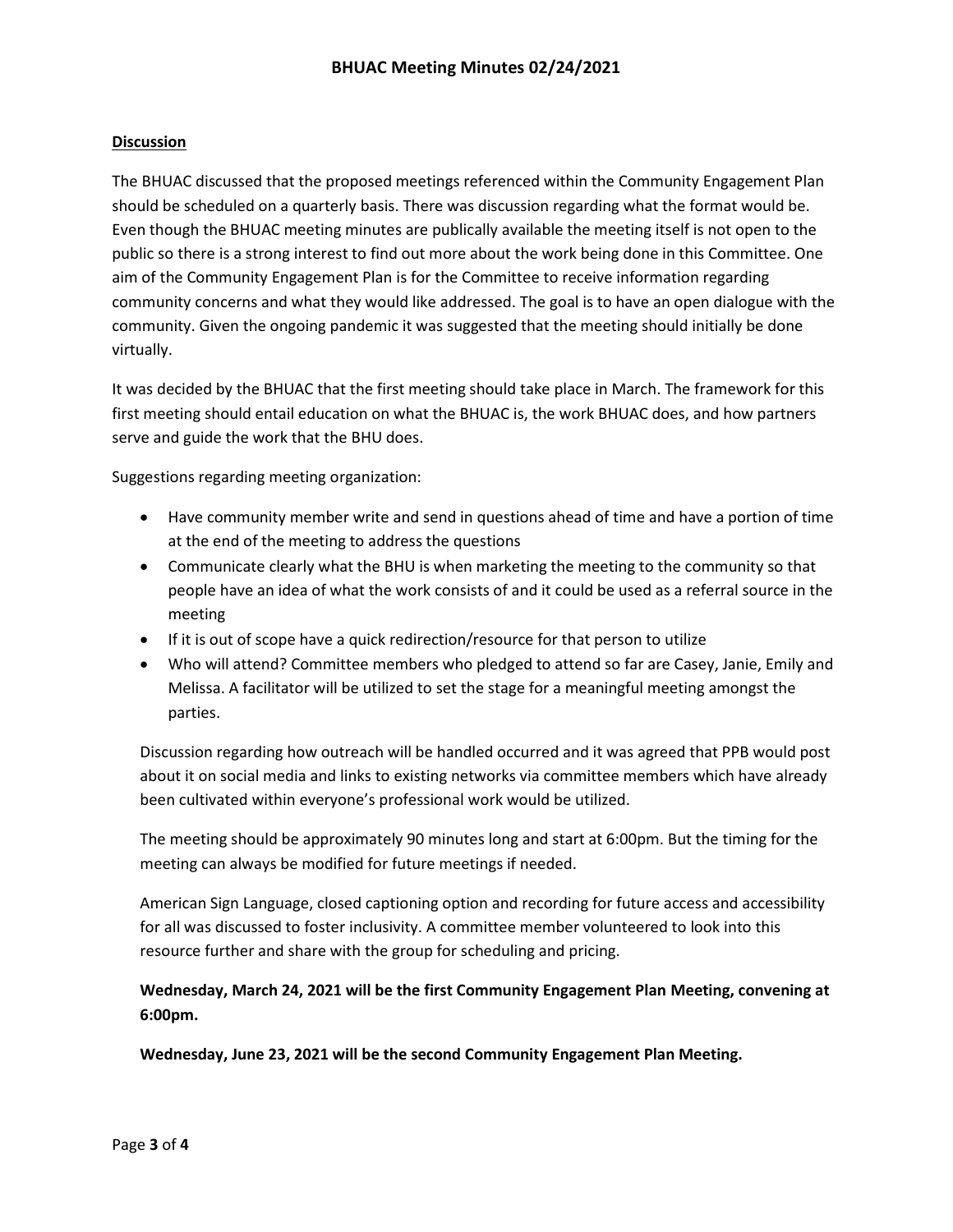**Discussion**

The BHUAC discussed that the proposed meetings referenced within the Community Engagement Plan should be scheduled on a quarterly basis. There was discussion regarding what the format would be. Even though the BHUAC meeting minutes are publically available the meeting itself is not open to the public so there is a strong interest to find out more about the work being done in this Committee. One aim of the Community Engagement Plan is for the Committee to receive information regarding community concerns and what they would like addressed. The goal is to have an open dialogue with the community. Given the ongoing pandemic it was suggested that the meeting should initially be done virtually.

It was decided by the BHUAC that the first meeting should take place in March. The framework for this first meeting should entail education on what the BHUAC is, the work BHUAC does, and how partners serve and guide the work that the BHU does.

Suggestions regarding meeting organization:

- Have community member write and send in questions ahead of time and have a portion of time at the end of the meeting to address the questions
- Communicate clearly what the BHU is when marketing the meeting to the community so that people have an idea of what the work consists of and it could be used as a referral source in the meeting
- If it is out of scope have a quick redirection/resource for that person to utilize
- Who will attend? Committee members who pledged to attend so far are Casey, Janie, Emily and Melissa. A facilitator will be utilized to set the stage for a meaningful meeting amongst the parties.

Discussion regarding how outreach will be handled occurred and it was agreed that PPB would post about it on social media and links to existing networks via committee members which have already been cultivated within everyone's professional work would be utilized.

The meeting should be approximately 90 minutes long and start at 6:00pm. But the timing for the meeting can always be modified for future meetings if needed.

American Sign Language, closed captioning option and recording for future access and accessibility for all was discussed to foster inclusivity. A committee member volunteered to look into this resource further and share with the group for scheduling and pricing.

**Wednesday, March 24, 2021 will be the first Community Engagement Plan Meeting, convening at 6:00pm.**

**Wednesday, June 23, 2021 will be the second Community Engagement Plan Meeting.**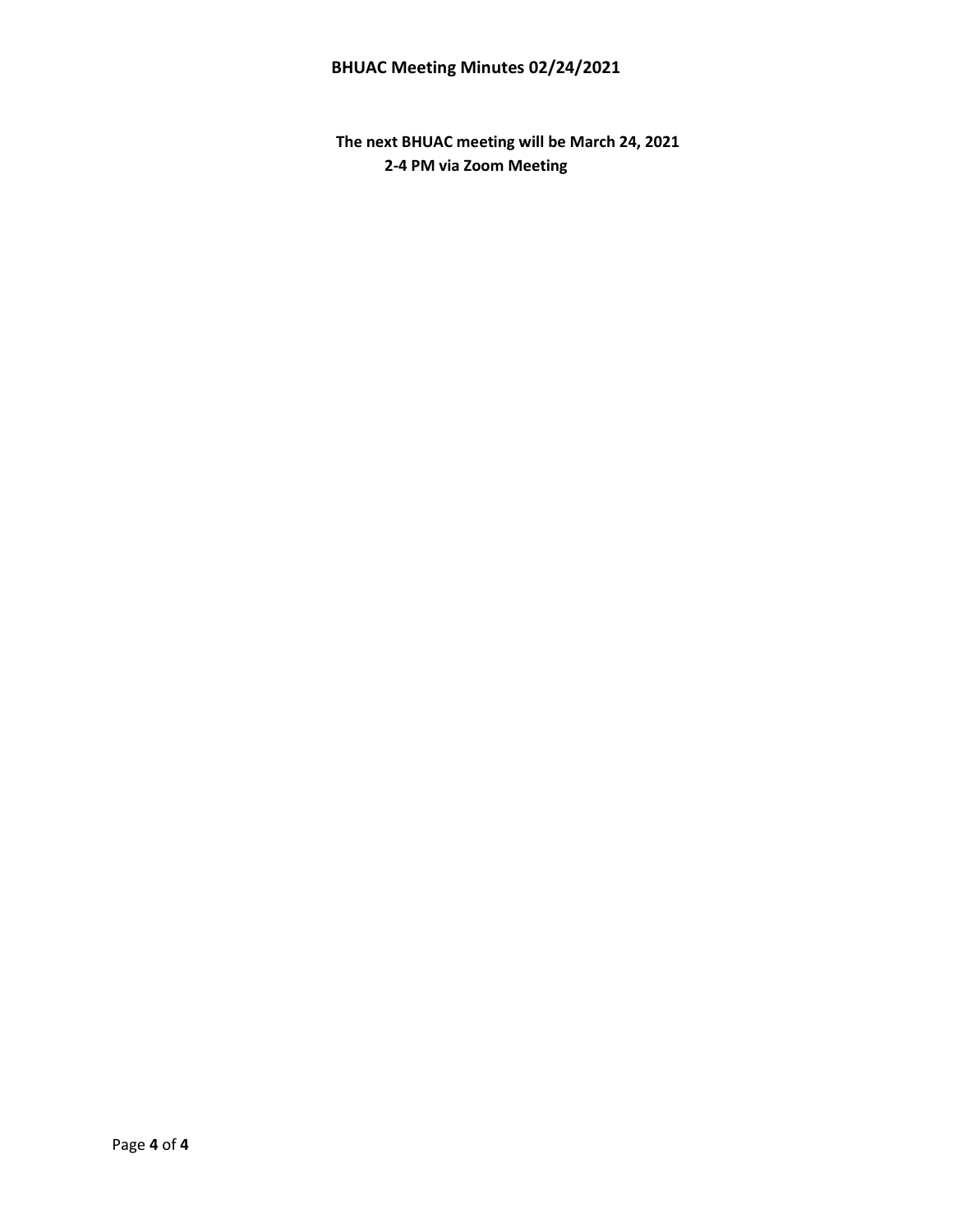**The next BHUAC meeting will be March 24, 2021**
**2-4 PM via Zoom Meeting**